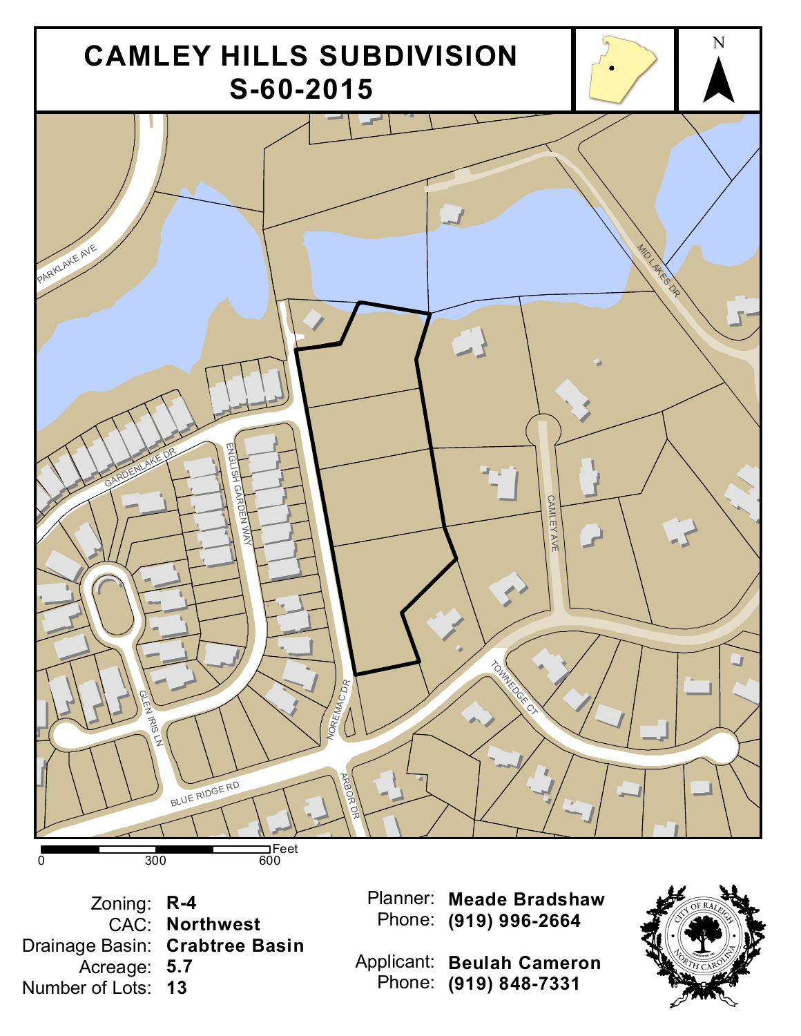# CAMLEY HILLS SUBDIVISION
## S-60-2015

N

PARKLAKE AVE

MID LAKES DR

GARDENLAKE DR

ENGLISH GARDEN WAY

CAMLEY AVE

TOWNEDGE CT

GLEN IRIS LN

NOREMAC DR

BLUE RIDGE RD

ARBOR DR

0 300 600 Feet

| | |
|---|---|
| Zoning: | **R-4** |
| CAC: | **Northwest** |
| Drainage Basin: | **Crabtree Basin** |
| Acreage: | **5.7** |
| Number of Lots: | **13** |

| | |
|---|---|
| Planner: | **Meade Bradshaw** |
| Phone: | **(919) 996-2664** |
| Applicant: | **Beulah Cameron** |
| Phone: | **(919) 848-7331** |

CITY OF RALEIGH NORTH CAROLINA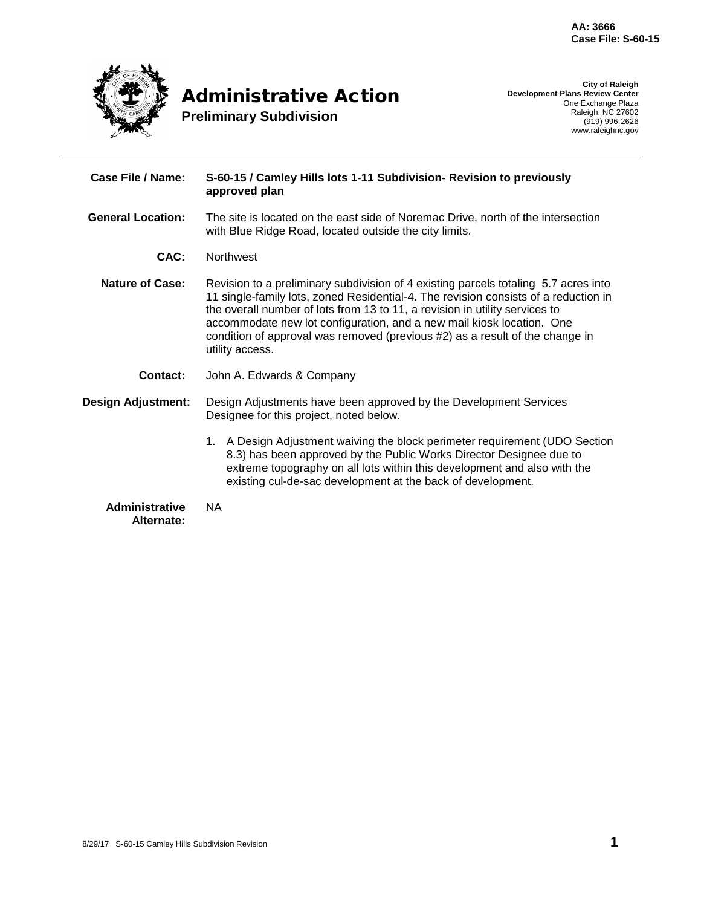**AA: 3666**
**Case File: S-60-15**

# Administrative Action

## Preliminary Subdivision

**City of Raleigh**
**Development Plans Review Center**
One Exchange Plaza
Raleigh, NC 27602
(919) 996-2626
www.raleighnc.gov

---

**Case File / Name:** **S-60-15 / Camley Hills lots 1-11 Subdivision- Revision to previously approved plan**

**General Location:** The site is located on the east side of Noremac Drive, north of the intersection with Blue Ridge Road, located outside the city limits.

**CAC:** Northwest

**Nature of Case:** Revision to a preliminary subdivision of 4 existing parcels totaling 5.7 acres into 11 single-family lots, zoned Residential-4. The revision consists of a reduction in the overall number of lots from 13 to 11, a revision in utility services to accommodate new lot configuration, and a new mail kiosk location. One condition of approval was removed (previous #2) as a result of the change in utility access.

**Contact:** John A. Edwards & Company

**Design Adjustment:** Design Adjustments have been approved by the Development Services Designee for this project, noted below.

1. A Design Adjustment waiving the block perimeter requirement (UDO Section 8.3) has been approved by the Public Works Director Designee due to extreme topography on all lots within this development and also with the existing cul-de-sac development at the back of development.

**Administrative Alternate:** NA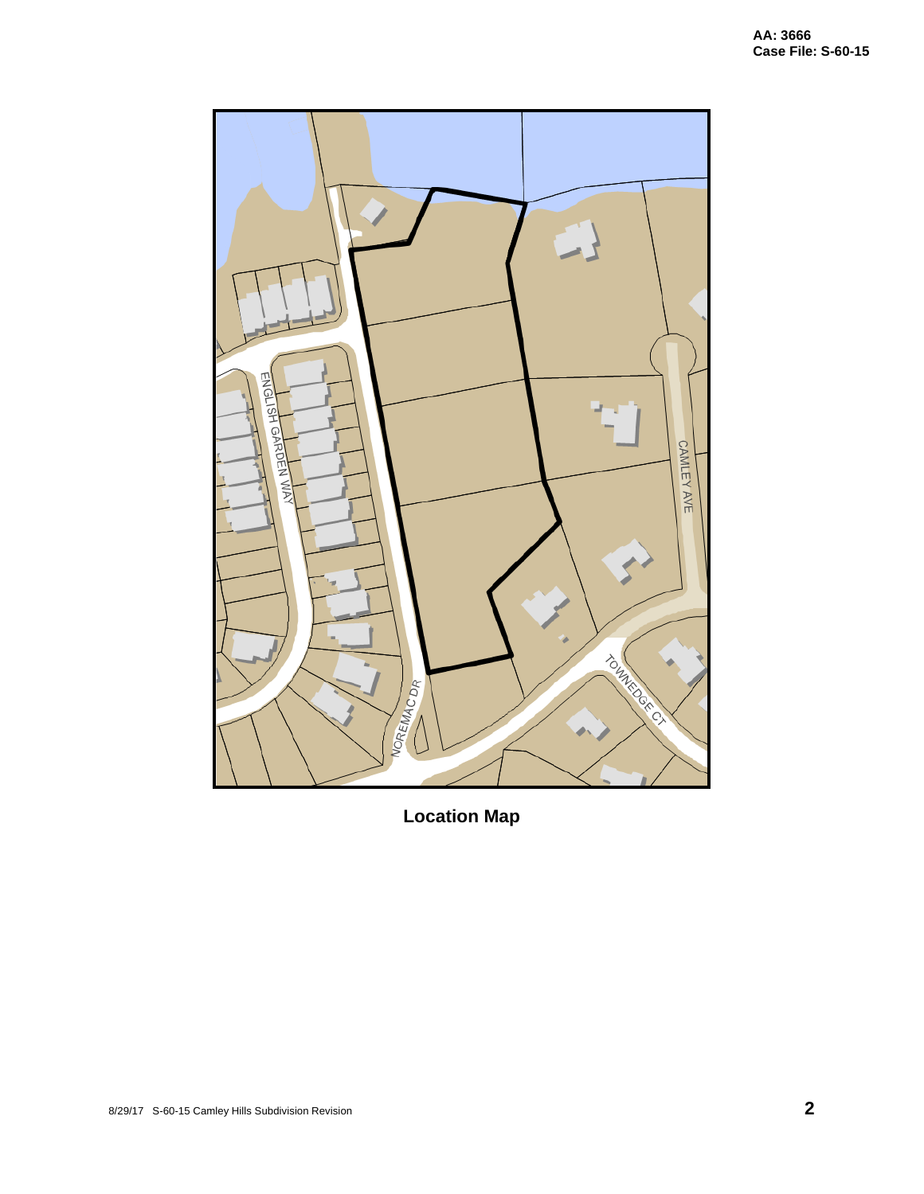**AA: 3666**
**Case File: S-60-15**

ENGLISH GARDEN WAY

CAMLEY AVE

NOREMAC DR

TOWNEDGE CT

**Location Map**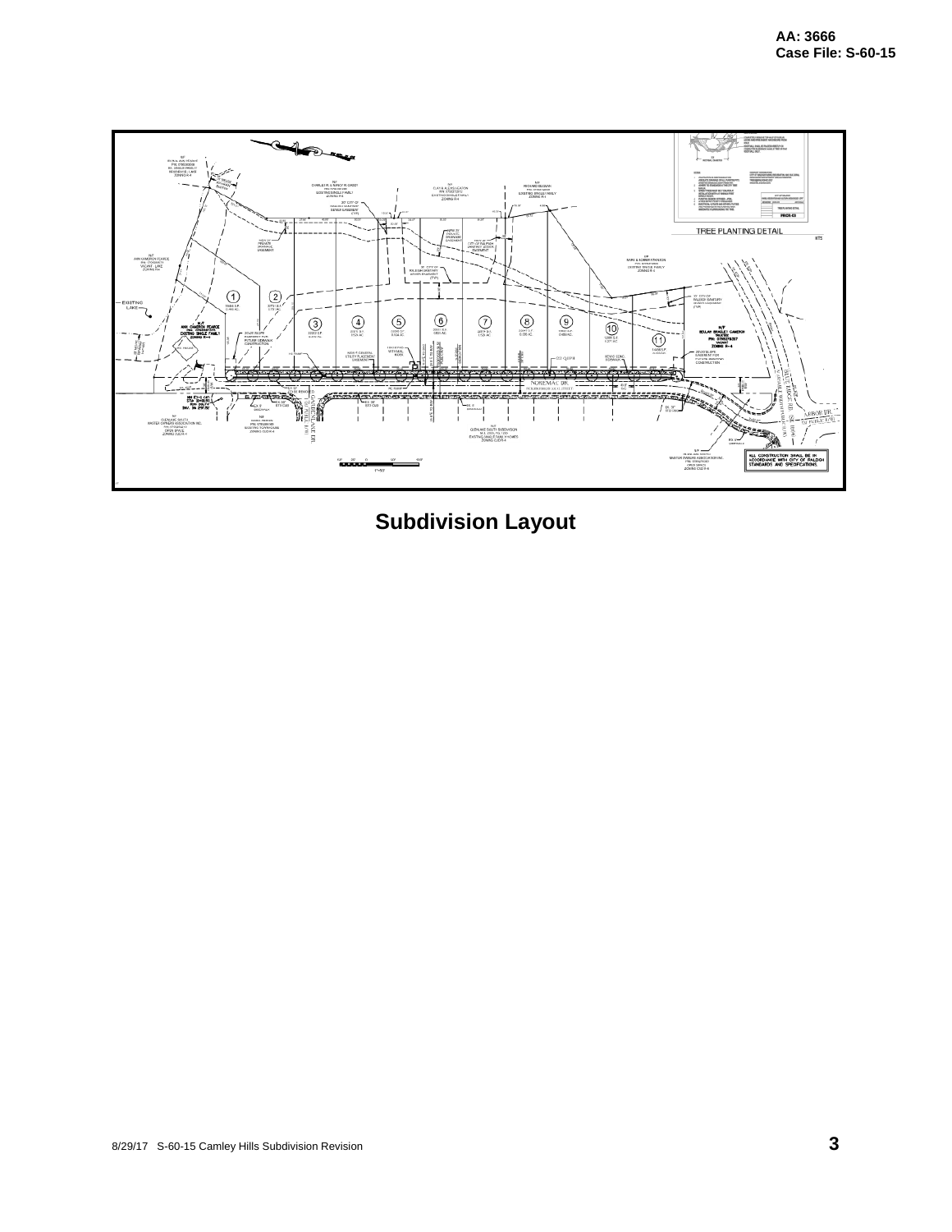AA: 3666
Case File: S-60-15

**Subdivision Layout**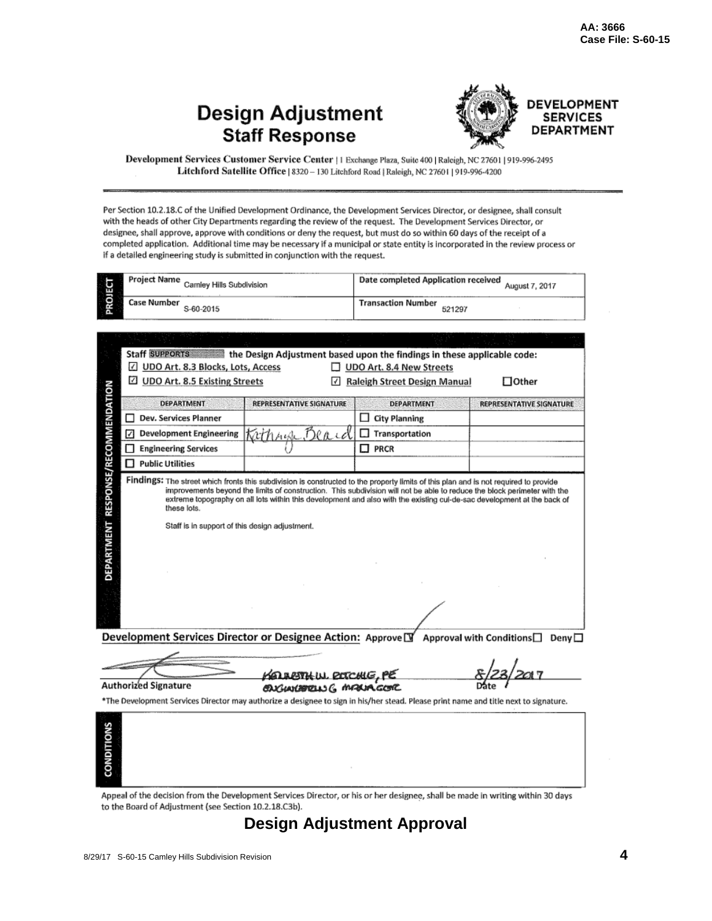AA: 3666
Case File: S-60-15

# Design Adjustment Staff Response

**DEVELOPMENT SERVICES DEPARTMENT**

**Development Services Customer Service Center** | 1 Exchange Plaza, Suite 400 | Raleigh, NC 27601 | 919-996-2495
**Litchford Satellite Office** | 8320 – 130 Litchford Road | Raleigh, NC 27601 | 919-996-4200

Per Section 10.2.18.C of the Unified Development Ordinance, the Development Services Director, or designee, shall consult with the heads of other City Departments regarding the review of the request. The Development Services Director, or designee, shall approve, approve with conditions or deny the request, but must do so within 60 days of the receipt of a completed application. Additional time may be necessary if a municipal or state entity is incorporated in the review process or if a detailed engineering study is submitted in conjunction with the request.

**PROJECT**

| | |
|---|---|
| **Project Name** Camley Hills Subdivision | **Date completed Application received** August 7, 2017 |
| **Case Number** S-60-2015 | **Transaction Number** 521297 |

**DEPARTMENT RESPONSE/RECOMMENDATION**

**Staff SUPPORTS the Design Adjustment based upon the findings in these applicable code:**

- ☑ UDO Art. 8.3 Blocks, Lots, Access
- ☐ UDO Art. 8.4 New Streets
- ☑ UDO Art. 8.5 Existing Streets
- ☑ Raleigh Street Design Manual
- ☐ Other

| DEPARTMENT | REPRESENTATIVE SIGNATURE | DEPARTMENT | REPRESENTATIVE SIGNATURE |
|---|---|---|---|
| ☐ Dev. Services Planner | | ☐ City Planning | |
| ☑ Development Engineering | Kathryn Beard | ☐ Transportation | |
| ☐ Engineering Services | | ☐ PRCR | |
| ☐ Public Utilities | | | |

**Findings:** The street which fronts this subdivision is constructed to the property limits of this plan and is not required to provide improvements beyond the limits of construction. This subdivision will not be able to reduce the block perimeter with the extreme topography on all lots within this development and also with the existing cul-de-sac development at the back of these lots.

Staff is in support of this design adjustment.

**Development Services Director or Designee Action:** Approve ☑ Approval with Conditions ☐ Deny ☐

**Authorized Signature** — Kenneth W. Ritchie, PE, Engineering Manager — Date 8/23/2017

*The Development Services Director may authorize a designee to sign in his/her stead. Please print name and title next to signature.

**CONDITIONS**

Appeal of the decision from the Development Services Director, or his or her designee, shall be made in writing within 30 days to the Board of Adjustment (see Section 10.2.18.C3b).

## Design Adjustment Approval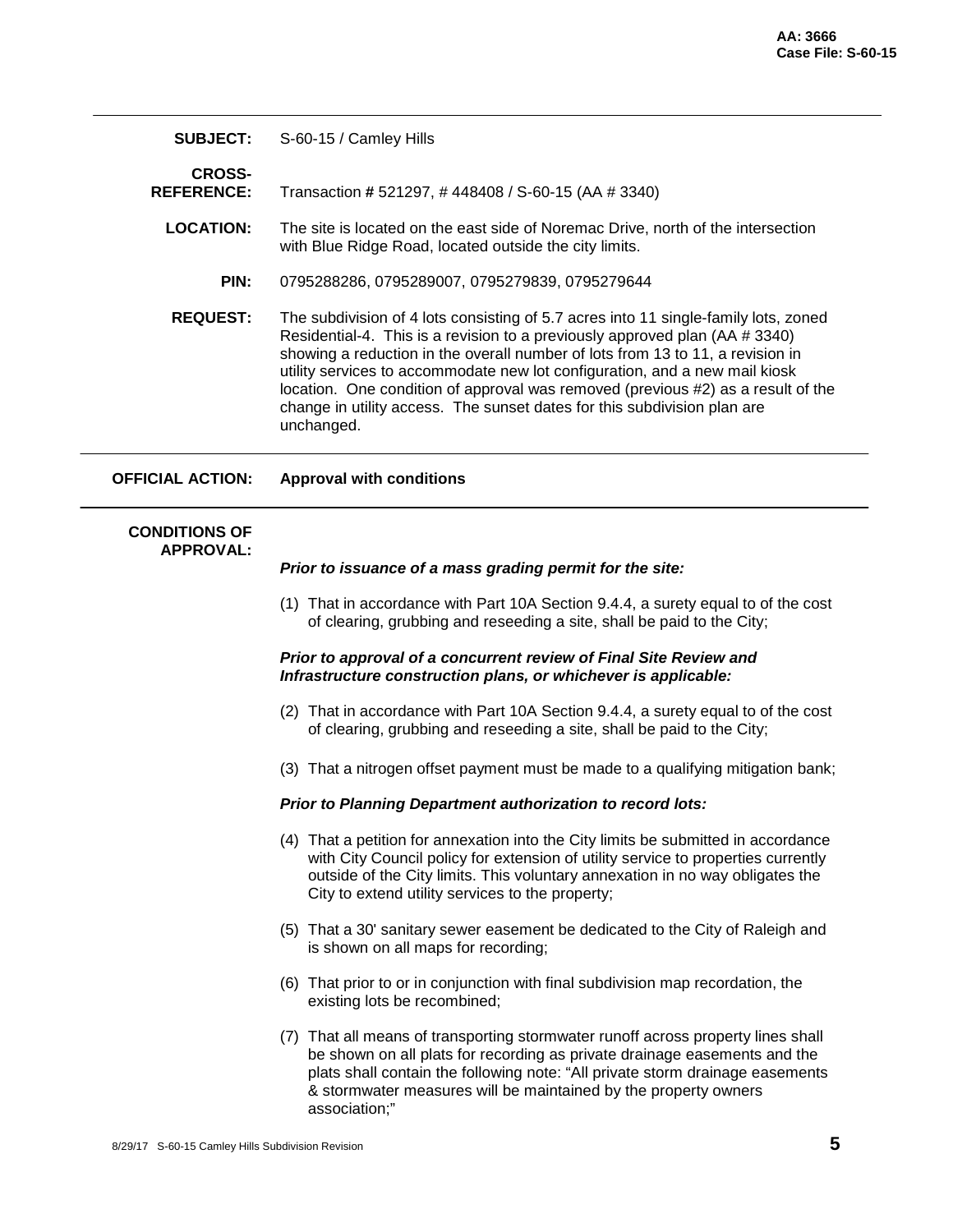**AA: 3666**
**Case File: S-60-15**

---

**SUBJECT:** S-60-15 / Camley Hills

**CROSS-REFERENCE:** Transaction **#** 521297, # 448408 / S-60-15 (AA # 3340)

**LOCATION:** The site is located on the east side of Noremac Drive, north of the intersection with Blue Ridge Road, located outside the city limits.

**PIN:** 0795288286, 0795289007, 0795279839, 0795279644

**REQUEST:** The subdivision of 4 lots consisting of 5.7 acres into 11 single-family lots, zoned Residential-4. This is a revision to a previously approved plan (AA # 3340) showing a reduction in the overall number of lots from 13 to 11, a revision in utility services to accommodate new lot configuration, and a new mail kiosk location. One condition of approval was removed (previous #2) as a result of the change in utility access. The sunset dates for this subdivision plan are unchanged.

---

**OFFICIAL ACTION:** **Approval with conditions**

---

**CONDITIONS OF APPROVAL:**

***Prior to issuance of a mass grading permit for the site:***

(1) That in accordance with Part 10A Section 9.4.4, a surety equal to of the cost of clearing, grubbing and reseeding a site, shall be paid to the City;

***Prior to approval of a concurrent review of Final Site Review and Infrastructure construction plans, or whichever is applicable:***

(2) That in accordance with Part 10A Section 9.4.4, a surety equal to of the cost of clearing, grubbing and reseeding a site, shall be paid to the City;

(3) That a nitrogen offset payment must be made to a qualifying mitigation bank;

***Prior to Planning Department authorization to record lots:***

(4) That a petition for annexation into the City limits be submitted in accordance with City Council policy for extension of utility service to properties currently outside of the City limits. This voluntary annexation in no way obligates the City to extend utility services to the property;

(5) That a 30' sanitary sewer easement be dedicated to the City of Raleigh and is shown on all maps for recording;

(6) That prior to or in conjunction with final subdivision map recordation, the existing lots be recombined;

(7) That all means of transporting stormwater runoff across property lines shall be shown on all plats for recording as private drainage easements and the plats shall contain the following note: "All private storm drainage easements & stormwater measures will be maintained by the property owners association;"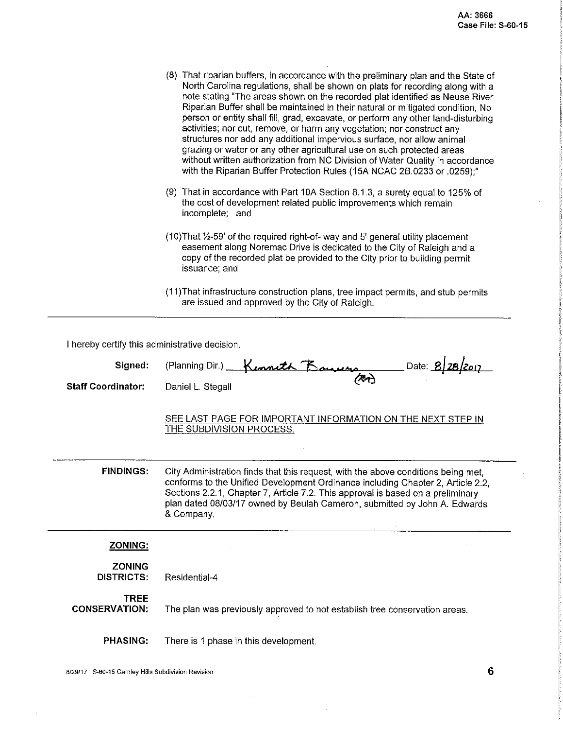AA: 3666
Case File: S-60-15

(8) That riparian buffers, in accordance with the preliminary plan and the State of North Carolina regulations, shall be shown on plats for recording along with a note stating "The areas shown on the recorded plat identified as Neuse River Riparian Buffer shall be maintained in their natural or mitigated condition, No person or entity shall fill, grad, excavate, or perform any other land-disturbing activities; nor cut, remove, or harm any vegetation; nor construct any structures nor add any additional impervious surface, nor allow animal grazing or water or any other agricultural use on such protected areas without written authorization from NC Division of Water Quality in accordance with the Riparian Buffer Protection Rules (15A NCAC 2B.0233 or .0259);"

(9) That in accordance with Part 10A Section 8.1.3, a surety equal to 125% of the cost of development related public improvements which remain incomplete; and

(10) That ½-59' of the required right-of- way and 5' general utility placement easement along Noremac Drive is dedicated to the City of Raleigh and a copy of the recorded plat be provided to the City prior to building permit issuance; and

(11) That infrastructure construction plans, tree impact permits, and stub permits are issued and approved by the City of Raleigh.

---

I hereby certify this administrative decision.

**Signed:** (Planning Dir.) Kenneth Bowers (BT) Date: 8/28/2017

**Staff Coordinator:** Daniel L. Stegall

SEE LAST PAGE FOR IMPORTANT INFORMATION ON THE NEXT STEP IN THE SUBDIVISION PROCESS.

---

**FINDINGS:** City Administration finds that this request, with the above conditions being met, conforms to the Unified Development Ordinance including Chapter 2, Article 2.2, Sections 2.2.1, Chapter 7, Article 7.2. This approval is based on a preliminary plan dated 08/03/17 owned by Beulah Cameron, submitted by John A. Edwards & Company.

---

**ZONING:**

**ZONING DISTRICTS:** Residential-4

**TREE CONSERVATION:** The plan was previously approved to not establish tree conservation areas.

**PHASING:** There is 1 phase in this development.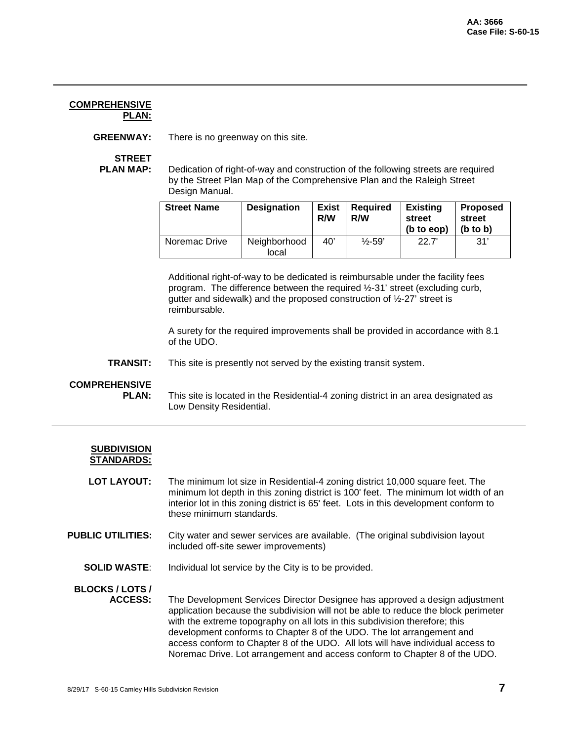**COMPREHENSIVE PLAN:**

**GREENWAY:** There is no greenway on this site.

**STREET PLAN MAP:** Dedication of right-of-way and construction of the following streets are required by the Street Plan Map of the Comprehensive Plan and the Raleigh Street Design Manual.

| Street Name | Designation | Exist R/W | Required R/W | Existing street (b to eop) | Proposed street (b to b) |
|---|---|---|---|---|---|
| Noremac Drive | Neighborhood local | 40' | ½-59' | 22.7' | 31' |

Additional right-of-way to be dedicated is reimbursable under the facility fees program. The difference between the required ½-31' street (excluding curb, gutter and sidewalk) and the proposed construction of ½-27' street is reimbursable.

A surety for the required improvements shall be provided in accordance with 8.1 of the UDO.

**TRANSIT:** This site is presently not served by the existing transit system.

**COMPREHENSIVE PLAN:** This site is located in the Residential-4 zoning district in an area designated as Low Density Residential.

---

**SUBDIVISION STANDARDS:**

**LOT LAYOUT:** The minimum lot size in Residential-4 zoning district 10,000 square feet. The minimum lot depth in this zoning district is 100' feet. The minimum lot width of an interior lot in this zoning district is 65' feet. Lots in this development conform to these minimum standards.

**PUBLIC UTILITIES:** City water and sewer services are available. (The original subdivision layout included off-site sewer improvements)

**SOLID WASTE:** Individual lot service by the City is to be provided.

**BLOCKS / LOTS / ACCESS:** The Development Services Director Designee has approved a design adjustment application because the subdivision will not be able to reduce the block perimeter with the extreme topography on all lots in this subdivision therefore; this development conforms to Chapter 8 of the UDO. The lot arrangement and access conform to Chapter 8 of the UDO. All lots will have individual access to Noremac Drive. Lot arrangement and access conform to Chapter 8 of the UDO.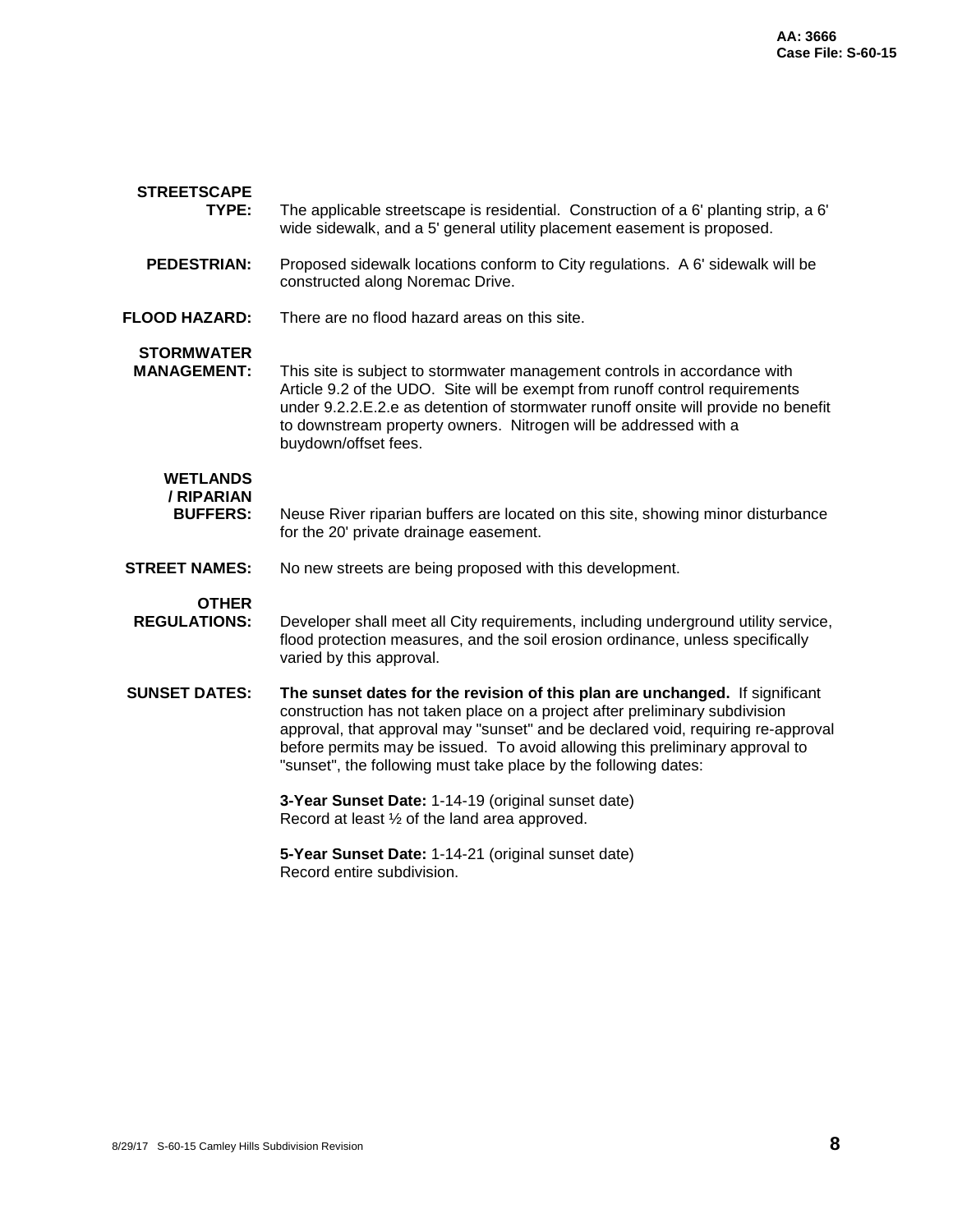**STREETSCAPE TYPE:** The applicable streetscape is residential. Construction of a 6' planting strip, a 6' wide sidewalk, and a 5' general utility placement easement is proposed.

**PEDESTRIAN:** Proposed sidewalk locations conform to City regulations. A 6' sidewalk will be constructed along Noremac Drive.

**FLOOD HAZARD:** There are no flood hazard areas on this site.

**STORMWATER MANAGEMENT:** This site is subject to stormwater management controls in accordance with Article 9.2 of the UDO. Site will be exempt from runoff control requirements under 9.2.2.E.2.e as detention of stormwater runoff onsite will provide no benefit to downstream property owners. Nitrogen will be addressed with a buydown/offset fees.

**WETLANDS / RIPARIAN BUFFERS:** Neuse River riparian buffers are located on this site, showing minor disturbance for the 20' private drainage easement.

**STREET NAMES:** No new streets are being proposed with this development.

**OTHER REGULATIONS:** Developer shall meet all City requirements, including underground utility service, flood protection measures, and the soil erosion ordinance, unless specifically varied by this approval.

**SUNSET DATES:** **The sunset dates for the revision of this plan are unchanged.** If significant construction has not taken place on a project after preliminary subdivision approval, that approval may "sunset" and be declared void, requiring re-approval before permits may be issued. To avoid allowing this preliminary approval to "sunset", the following must take place by the following dates:

**3-Year Sunset Date:** 1-14-19 (original sunset date)
Record at least ½ of the land area approved.

**5-Year Sunset Date:** 1-14-21 (original sunset date)
Record entire subdivision.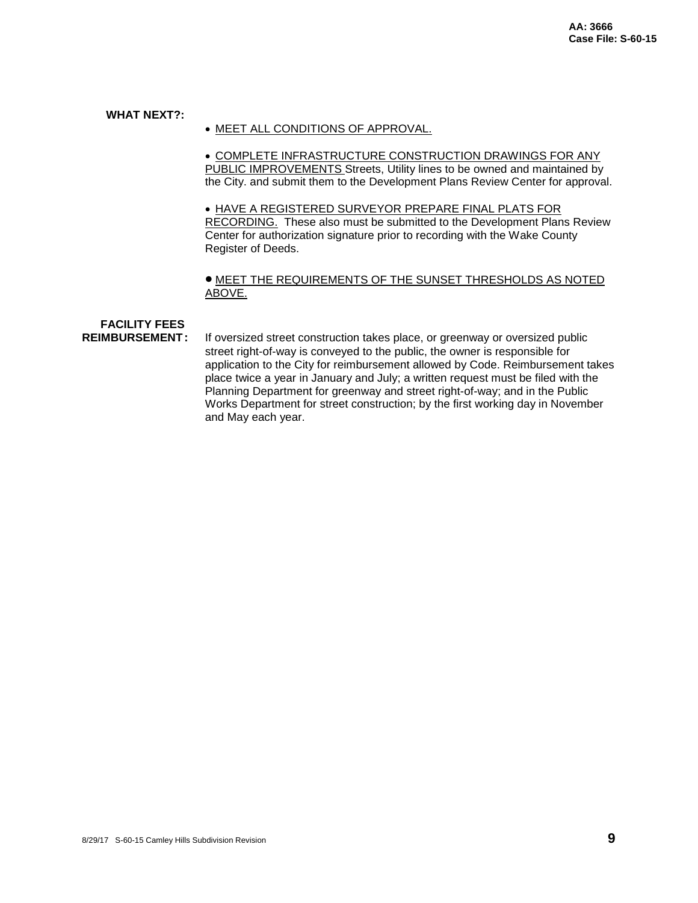**WHAT NEXT?:**

- MEET ALL CONDITIONS OF APPROVAL.

- COMPLETE INFRASTRUCTURE CONSTRUCTION DRAWINGS FOR ANY PUBLIC IMPROVEMENTS Streets, Utility lines to be owned and maintained by the City. and submit them to the Development Plans Review Center for approval.

- HAVE A REGISTERED SURVEYOR PREPARE FINAL PLATS FOR RECORDING. These also must be submitted to the Development Plans Review Center for authorization signature prior to recording with the Wake County Register of Deeds.

- MEET THE REQUIREMENTS OF THE SUNSET THRESHOLDS AS NOTED ABOVE.

**FACILITY FEES REIMBURSEMENT:** If oversized street construction takes place, or greenway or oversized public street right-of-way is conveyed to the public, the owner is responsible for application to the City for reimbursement allowed by Code. Reimbursement takes place twice a year in January and July; a written request must be filed with the Planning Department for greenway and street right-of-way; and in the Public Works Department for street construction; by the first working day in November and May each year.